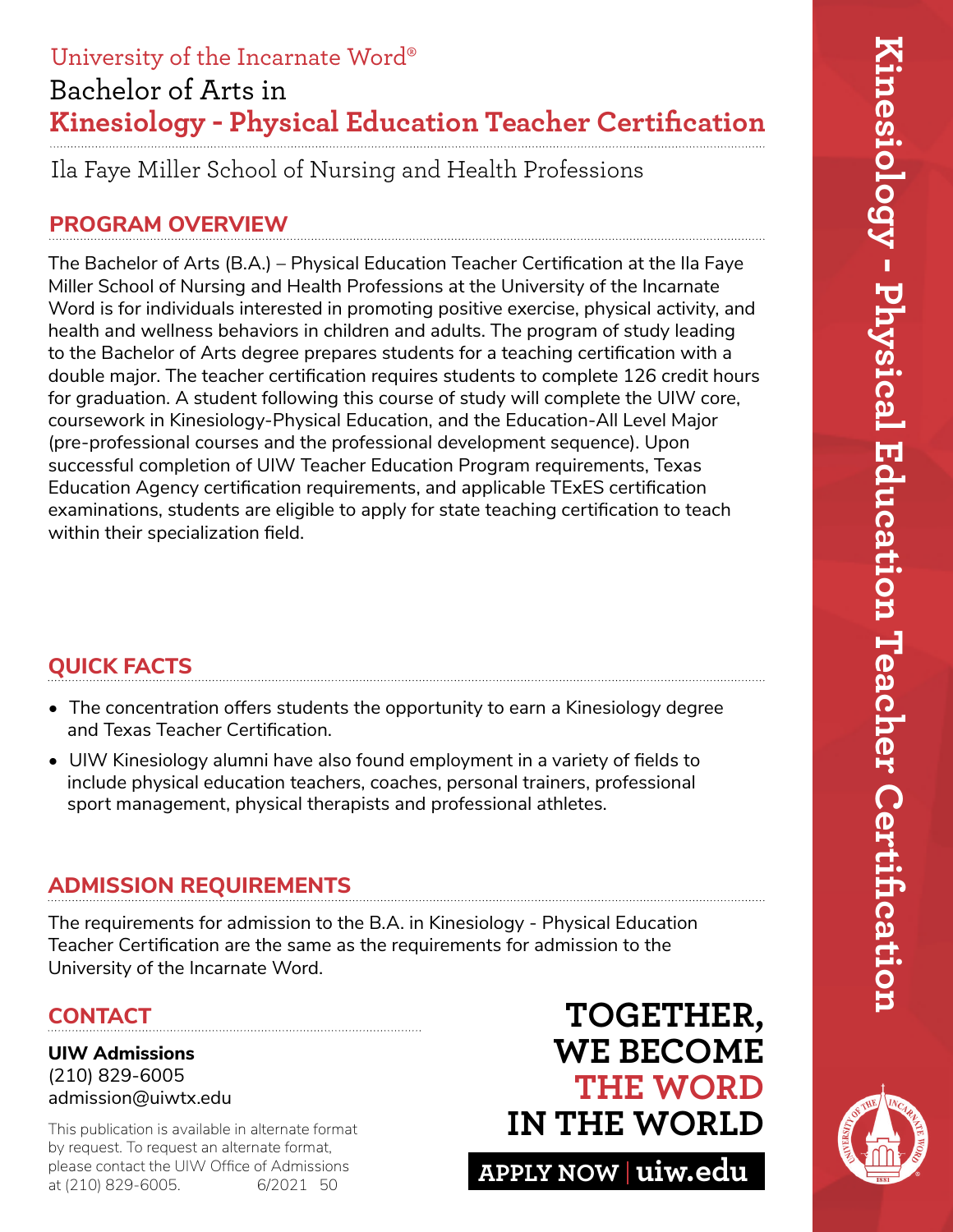University of the Incarnate Word®

# Bachelor of Arts in **Kinesiology - Physical Education Teacher Certification**

Ila Faye Miller School of Nursing and Health Professions

## PROGRAM OVERVIEW

The Bachelor of Arts (B.A.) – Physical Education Teacher Certification at the Ila Faye Miller School of Nursing and Health Professions at the University of the Incarnate Word is for individuals interested in promoting positive exercise, physical activity, and health and wellness behaviors in children and adults. The program of study leading to the Bachelor of Arts degree prepares students for a teaching certification with a double major. The teacher certification requires students to complete 126 credit hours for graduation. A student following this course of study will complete the UIW core, coursework in Kinesiology-Physical Education, and the Education-All Level Major (pre-professional courses and the professional development sequence). Upon successful completion of UIW Teacher Education Program requirements, Texas Education Agency certification requirements, and applicable TExES certification examinations, students are eligible to apply for state teaching certification to teach within their specialization field.

## QUICK FACTS

- The concentration offers students the opportunity to earn a Kinesiology degree and Texas Teacher Certification.
- UIW Kinesiology alumni have also found employment in a variety of fields to include physical education teachers, coaches, personal trainers, professional sport management, physical therapists and professional athletes.

## ADMISSION REQUIREMENTS

The requirements for admission to the B.A. in Kinesiology - Physical Education Teacher Certification are the same as the requirements for admission to the University of the Incarnate Word.

## CONTACT

**UIW Admissions**
(210) 829-6005
admission@uiwtx.edu

This publication is available in alternate format by request. To request an alternate format, please contact the UIW Office of Admissions at (210) 829-6005. 6/2021 50

**TOGETHER, WE BECOME THE WORD IN THE WORLD**

**APPLY NOW | uiw.edu**

**Kinesiology - Physical Education Teacher Certification**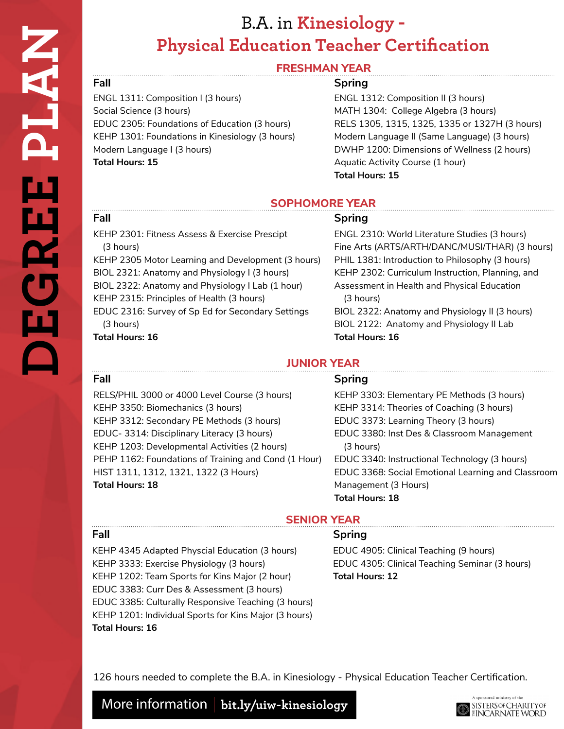# DEGREE PLAN

# B.A. in Kinesiology - Physical Education Teacher Certification

## FRESHMAN YEAR

### Fall

ENGL 1311: Composition I (3 hours)
Social Science (3 hours)
EDUC 2305: Foundations of Education (3 hours)
KEHP 1301: Foundations in Kinesiology (3 hours)
Modern Language I (3 hours)
**Total Hours: 15**

### Spring

ENGL 1312: Composition II (3 hours)
MATH 1304: College Algebra (3 hours)
RELS 1305, 1315, 1325, 1335 or 1327H (3 hours)
Modern Language II (Same Language) (3 hours)
DWHP 1200: Dimensions of Wellness (2 hours)
Aquatic Activity Course (1 hour)
**Total Hours: 15**

## SOPHOMORE YEAR

### Fall

KEHP 2301: Fitness Assess & Exercise Prescipt (3 hours)
KEHP 2305 Motor Learning and Development (3 hours)
BIOL 2321: Anatomy and Physiology I (3 hours)
BIOL 2322: Anatomy and Physiology I Lab (1 hour)
KEHP 2315: Principles of Health (3 hours)
EDUC 2316: Survey of Sp Ed for Secondary Settings (3 hours)
**Total Hours: 16**

### Spring

ENGL 2310: World Literature Studies (3 hours)
Fine Arts (ARTS/ARTH/DANC/MUSI/THAR) (3 hours)
PHIL 1381: Introduction to Philosophy (3 hours)
KEHP 2302: Curriculum Instruction, Planning, and Assessment in Health and Physical Education (3 hours)
BIOL 2322: Anatomy and Physiology II (3 hours)
BIOL 2122: Anatomy and Physiology II Lab
**Total Hours: 16**

## JUNIOR YEAR

### Fall

RELS/PHIL 3000 or 4000 Level Course (3 hours)
KEHP 3350: Biomechanics (3 hours)
KEHP 3312: Secondary PE Methods (3 hours)
EDUC- 3314: Disciplinary Literacy (3 hours)
KEHP 1203: Developmental Activities (2 hours)
PEHP 1162: Foundations of Training and Cond (1 Hour)
HIST 1311, 1312, 1321, 1322 (3 Hours)
**Total Hours: 18**

### Spring

KEHP 3303: Elementary PE Methods (3 hours)
KEHP 3314: Theories of Coaching (3 hours)
EDUC 3373: Learning Theory (3 hours)
EDUC 3380: Inst Des & Classroom Management (3 hours)
EDUC 3340: Instructional Technology (3 hours)
EDUC 3368: Social Emotional Learning and Classroom Management (3 Hours)
**Total Hours: 18**

## SENIOR YEAR

### Fall

KEHP 4345 Adapted Physcial Education (3 hours)
KEHP 3333: Exercise Physiology (3 hours)
KEHP 1202: Team Sports for Kins Major (2 hour)
EDUC 3383: Curr Des & Assessment (3 hours)
EDUC 3385: Culturally Responsive Teaching (3 hours)
KEHP 1201: Individual Sports for Kins Major (3 hours)
**Total Hours: 16**

### Spring

EDUC 4905: Clinical Teaching (9 hours)
EDUC 4305: Clinical Teaching Seminar (3 hours)
**Total Hours: 12**

126 hours needed to complete the B.A. in Kinesiology - Physical Education Teacher Certification.

More information | bit.ly/uiw-kinesiology

A sponsored ministry of the SISTERS OF CHARITY OF THE INCARNATE WORD